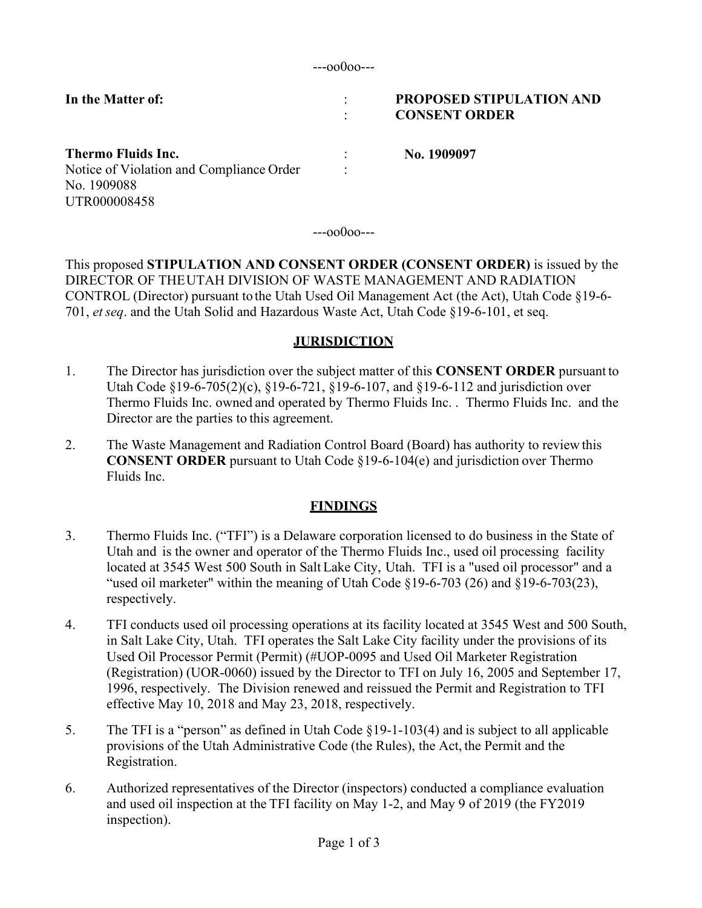---oo0oo---

| **In the Matter of:** | : | **PROPOSED STIPULATION AND CONSENT ORDER** |
|---|---|---|
| **Thermo Fluids Inc.** Notice of Violation and Compliance Order No. 1909088 UTR000008458 | : | **No. 1909097** |

---oo0oo---

This proposed **STIPULATION AND CONSENT ORDER (CONSENT ORDER)** is issued by the DIRECTOR OF THE UTAH DIVISION OF WASTE MANAGEMENT AND RADIATION CONTROL (Director) pursuant to the Utah Used Oil Management Act (the Act), Utah Code §19-6-701, *et seq*. and the Utah Solid and Hazardous Waste Act, Utah Code §19-6-101, et seq.

## JURISDICTION

1. The Director has jurisdiction over the subject matter of this **CONSENT ORDER** pursuant to Utah Code §19-6-705(2)(c), §19-6-721, §19-6-107, and §19-6-112 and jurisdiction over Thermo Fluids Inc. owned and operated by Thermo Fluids Inc. . Thermo Fluids Inc. and the Director are the parties to this agreement.

2. The Waste Management and Radiation Control Board (Board) has authority to review this **CONSENT ORDER** pursuant to Utah Code §19-6-104(e) and jurisdiction over Thermo Fluids Inc.

## FINDINGS

3. Thermo Fluids Inc. ("TFI") is a Delaware corporation licensed to do business in the State of Utah and is the owner and operator of the Thermo Fluids Inc., used oil processing facility located at 3545 West 500 South in Salt Lake City, Utah. TFI is a "used oil processor" and a "used oil marketer" within the meaning of Utah Code §19-6-703 (26) and §19-6-703(23), respectively.

4. TFI conducts used oil processing operations at its facility located at 3545 West and 500 South, in Salt Lake City, Utah. TFI operates the Salt Lake City facility under the provisions of its Used Oil Processor Permit (Permit) (#UOP-0095 and Used Oil Marketer Registration (Registration) (UOR-0060) issued by the Director to TFI on July 16, 2005 and September 17, 1996, respectively. The Division renewed and reissued the Permit and Registration to TFI effective May 10, 2018 and May 23, 2018, respectively.

5. The TFI is a "person" as defined in Utah Code §19-1-103(4) and is subject to all applicable provisions of the Utah Administrative Code (the Rules), the Act, the Permit and the Registration.

6. Authorized representatives of the Director (inspectors) conducted a compliance evaluation and used oil inspection at the TFI facility on May 1-2, and May 9 of 2019 (the FY2019 inspection).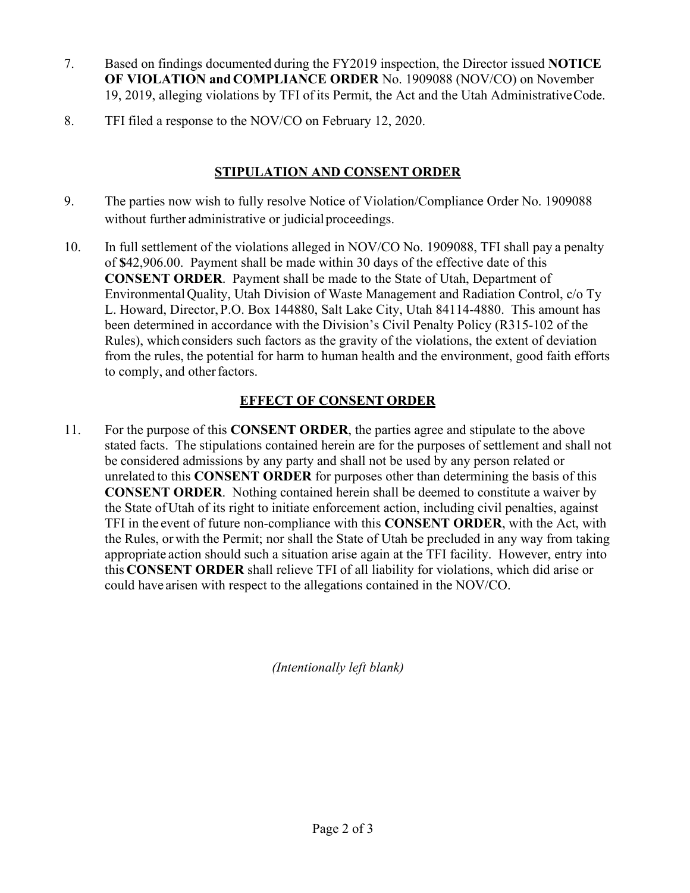7. Based on findings documented during the FY2019 inspection, the Director issued **NOTICE OF VIOLATION and COMPLIANCE ORDER** No. 1909088 (NOV/CO) on November 19, 2019, alleging violations by TFI of its Permit, the Act and the Utah Administrative Code.

8. TFI filed a response to the NOV/CO on February 12, 2020.

## STIPULATION AND CONSENT ORDER

9. The parties now wish to fully resolve Notice of Violation/Compliance Order No. 1909088 without further administrative or judicial proceedings.

10. In full settlement of the violations alleged in NOV/CO No. 1909088, TFI shall pay a penalty of **$**42,906.00. Payment shall be made within 30 days of the effective date of this **CONSENT ORDER**. Payment shall be made to the State of Utah, Department of Environmental Quality, Utah Division of Waste Management and Radiation Control, c/o Ty L. Howard, Director, P.O. Box 144880, Salt Lake City, Utah 84114-4880. This amount has been determined in accordance with the Division's Civil Penalty Policy (R315-102 of the Rules), which considers such factors as the gravity of the violations, the extent of deviation from the rules, the potential for harm to human health and the environment, good faith efforts to comply, and other factors.

## EFFECT OF CONSENT ORDER

11. For the purpose of this **CONSENT ORDER**, the parties agree and stipulate to the above stated facts. The stipulations contained herein are for the purposes of settlement and shall not be considered admissions by any party and shall not be used by any person related or unrelated to this **CONSENT ORDER** for purposes other than determining the basis of this **CONSENT ORDER**. Nothing contained herein shall be deemed to constitute a waiver by the State of Utah of its right to initiate enforcement action, including civil penalties, against TFI in the event of future non-compliance with this **CONSENT ORDER**, with the Act, with the Rules, or with the Permit; nor shall the State of Utah be precluded in any way from taking appropriate action should such a situation arise again at the TFI facility. However, entry into this **CONSENT ORDER** shall relieve TFI of all liability for violations, which did arise or could have arisen with respect to the allegations contained in the NOV/CO.

*(Intentionally left blank)*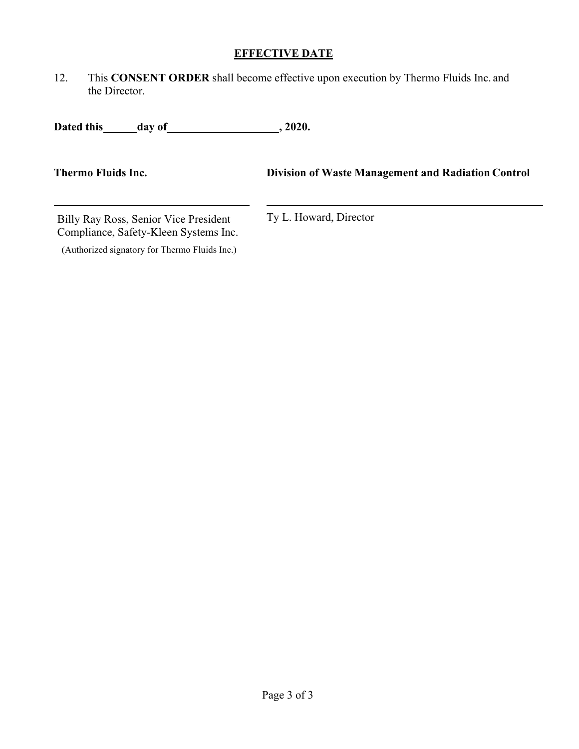**<u>EFFECTIVE DATE</u>**

12. This **CONSENT ORDER** shall become effective upon execution by Thermo Fluids Inc. and the Director.

**Dated this\_\_\_\_\_\_day of\_\_\_\_\_\_\_\_\_\_\_\_\_\_\_\_\_\_\_\_, 2020.**

| **Thermo Fluids Inc.** | **Division of Waste Management and Radiation Control** |
| --- | --- |
| \_\_\_\_\_\_\_\_\_\_\_\_\_\_\_\_\_\_\_\_\_\_\_\_\_\_\_\_\_\_\_\_\_\_\_\_ | \_\_\_\_\_\_\_\_\_\_\_\_\_\_\_\_\_\_\_\_\_\_\_\_\_\_\_\_\_\_\_\_\_\_\_\_\_\_\_\_\_\_\_\_\_\_\_\_ |
| Billy Ray Ross, Senior Vice President<br>Compliance, Safety-Kleen Systems Inc.<br>(Authorized signatory for Thermo Fluids Inc.) | Ty L. Howard, Director |